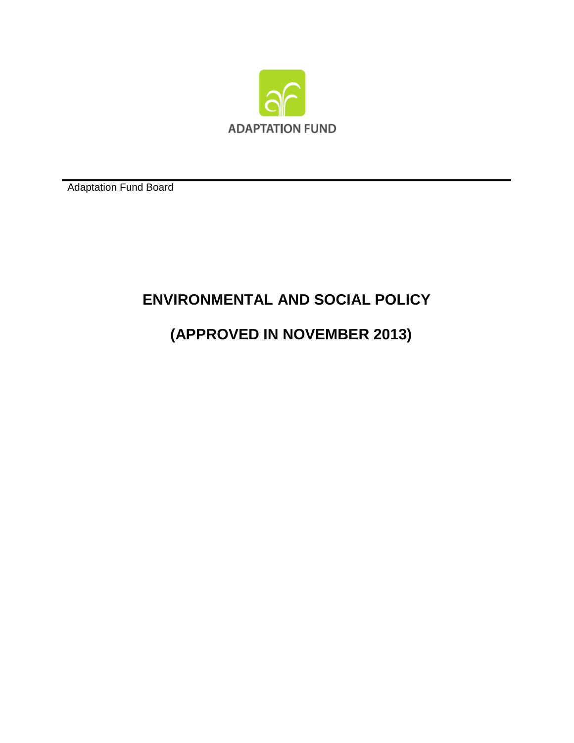ADAPTATION FUND

Adaptation Fund Board

# ENVIRONMENTAL AND SOCIAL POLICY

# (APPROVED IN NOVEMBER 2013)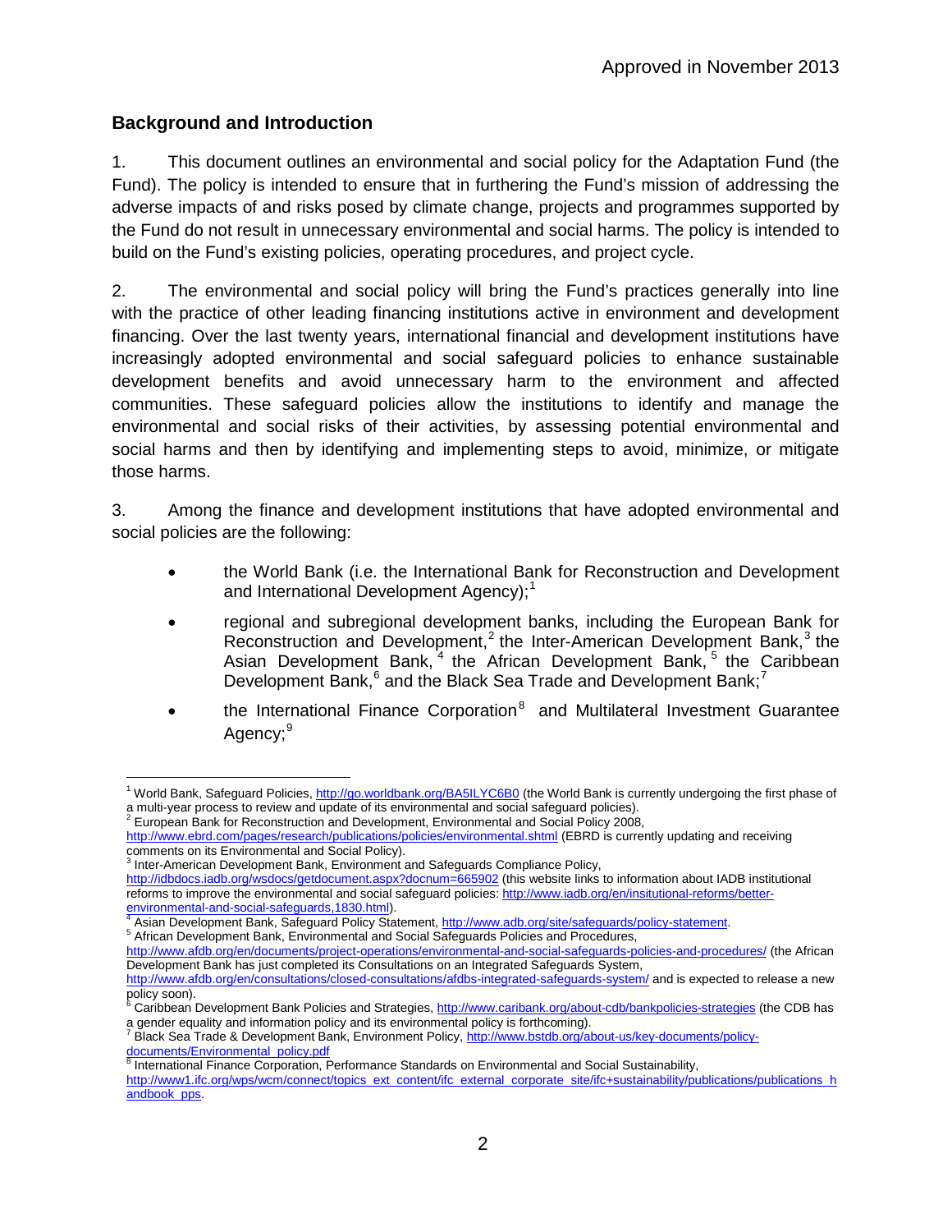Approved in November 2013

## Background and Introduction

1. This document outlines an environmental and social policy for the Adaptation Fund (the Fund). The policy is intended to ensure that in furthering the Fund's mission of addressing the adverse impacts of and risks posed by climate change, projects and programmes supported by the Fund do not result in unnecessary environmental and social harms. The policy is intended to build on the Fund's existing policies, operating procedures, and project cycle.

2. The environmental and social policy will bring the Fund's practices generally into line with the practice of other leading financing institutions active in environment and development financing. Over the last twenty years, international financial and development institutions have increasingly adopted environmental and social safeguard policies to enhance sustainable development benefits and avoid unnecessary harm to the environment and affected communities. These safeguard policies allow the institutions to identify and manage the environmental and social risks of their activities, by assessing potential environmental and social harms and then by identifying and implementing steps to avoid, minimize, or mitigate those harms.

3. Among the finance and development institutions that have adopted environmental and social policies are the following:

- the World Bank (i.e. the International Bank for Reconstruction and Development and International Development Agency);[1]
- regional and subregional development banks, including the European Bank for Reconstruction and Development,[2] the Inter-American Development Bank,[3] the Asian Development Bank,[4] the African Development Bank,[5] the Caribbean Development Bank,[6] and the Black Sea Trade and Development Bank;[7]
- the International Finance Corporation[8] and Multilateral Investment Guarantee Agency;[9]

---

[1] World Bank, Safeguard Policies, http://go.worldbank.org/BA5ILYC6B0 (the World Bank is currently undergoing the first phase of a multi-year process to review and update of its environmental and social safeguard policies).

[2] European Bank for Reconstruction and Development, Environmental and Social Policy 2008, http://www.ebrd.com/pages/research/publications/policies/environmental.shtml (EBRD is currently updating and receiving comments on its Environmental and Social Policy).

[3] Inter-American Development Bank, Environment and Safeguards Compliance Policy, http://idbdocs.iadb.org/wsdocs/getdocument.aspx?docnum=665902 (this website links to information about IADB institutional reforms to improve the environmental and social safeguard policies: http://www.iadb.org/en/insitutional-reforms/better-environmental-and-social-safeguards,1830.html).

[4] Asian Development Bank, Safeguard Policy Statement, http://www.adb.org/site/safeguards/policy-statement.

[5] African Development Bank, Environmental and Social Safeguards Policies and Procedures, http://www.afdb.org/en/documents/project-operations/environmental-and-social-safeguards-policies-and-procedures/ (the African Development Bank has just completed its Consultations on an Integrated Safeguards System, http://www.afdb.org/en/consultations/closed-consultations/afdbs-integrated-safeguards-system/ and is expected to release a new policy soon).

[6] Caribbean Development Bank Policies and Strategies, http://www.caribank.org/about-cdb/bankpolicies-strategies (the CDB has a gender equality and information policy and its environmental policy is forthcoming).

[7] Black Sea Trade & Development Bank, Environment Policy, http://www.bstdb.org/about-us/key-documents/policy-documents/Environmental_policy.pdf

[8] International Finance Corporation, Performance Standards on Environmental and Social Sustainability, http://www1.ifc.org/wps/wcm/connect/topics_ext_content/ifc_external_corporate_site/ifc+sustainability/publications/publications_handbook_pps.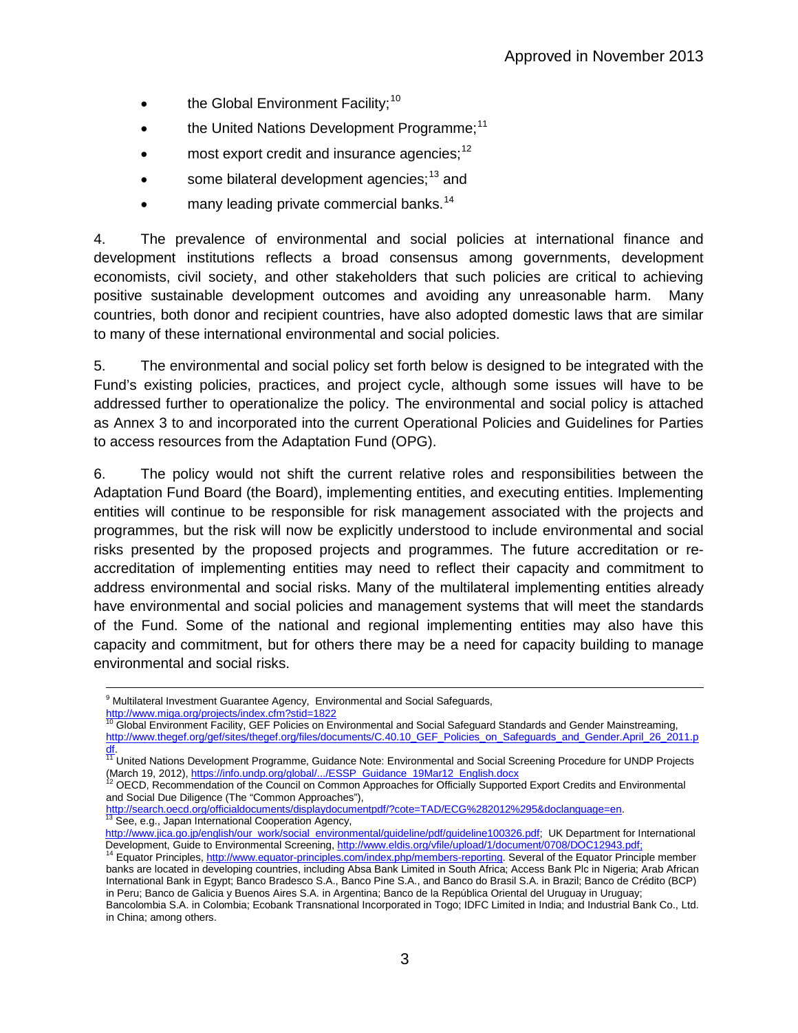- the Global Environment Facility;[10]
- the United Nations Development Programme;[11]
- most export credit and insurance agencies;[12]
- some bilateral development agencies;[13] and
- many leading private commercial banks.[14]

4. The prevalence of environmental and social policies at international finance and development institutions reflects a broad consensus among governments, development economists, civil society, and other stakeholders that such policies are critical to achieving positive sustainable development outcomes and avoiding any unreasonable harm. Many countries, both donor and recipient countries, have also adopted domestic laws that are similar to many of these international environmental and social policies.

5. The environmental and social policy set forth below is designed to be integrated with the Fund's existing policies, practices, and project cycle, although some issues will have to be addressed further to operationalize the policy. The environmental and social policy is attached as Annex 3 to and incorporated into the current Operational Policies and Guidelines for Parties to access resources from the Adaptation Fund (OPG).

6. The policy would not shift the current relative roles and responsibilities between the Adaptation Fund Board (the Board), implementing entities, and executing entities. Implementing entities will continue to be responsible for risk management associated with the projects and programmes, but the risk will now be explicitly understood to include environmental and social risks presented by the proposed projects and programmes. The future accreditation or re-accreditation of implementing entities may need to reflect their capacity and commitment to address environmental and social risks. Many of the multilateral implementing entities already have environmental and social policies and management systems that will meet the standards of the Fund. Some of the national and regional implementing entities may also have this capacity and commitment, but for others there may be a need for capacity building to manage environmental and social risks.

---

[9] Multilateral Investment Guarantee Agency, Environmental and Social Safeguards, http://www.miga.org/projects/index.cfm?stid=1822

[10] Global Environment Facility, GEF Policies on Environmental and Social Safeguard Standards and Gender Mainstreaming, http://www.thegef.org/gef/sites/thegef.org/files/documents/C.40.10_GEF_Policies_on_Safeguards_and_Gender.April_26_2011.pdf.

[11] United Nations Development Programme, Guidance Note: Environmental and Social Screening Procedure for UNDP Projects (March 19, 2012), https://info.undp.org/global/.../ESSP_Guidance_19Mar12_English.docx

[12] OECD, Recommendation of the Council on Common Approaches for Officially Supported Export Credits and Environmental and Social Due Diligence (The "Common Approaches"), http://search.oecd.org/officialdocuments/displaydocumentpdf/?cote=TAD/ECG%282012%295&doclanguage=en.

[13] See, e.g., Japan International Cooperation Agency, http://www.jica.go.jp/english/our_work/social_environmental/guideline/pdf/guideline100326.pdf; UK Department for International Development, Guide to Environmental Screening, http://www.eldis.org/vfile/upload/1/document/0708/DOC12943.pdf;

[14] Equator Principles, http://www.equator-principles.com/index.php/members-reporting. Several of the Equator Principle member banks are located in developing countries, including Absa Bank Limited in South Africa; Access Bank Plc in Nigeria; Arab African International Bank in Egypt; Banco Bradesco S.A., Banco Pine S.A., and Banco do Brasil S.A. in Brazil; Banco de Crédito (BCP) in Peru; Banco de Galicia y Buenos Aires S.A. in Argentina; Banco de la República Oriental del Uruguay in Uruguay; Bancolombia S.A. in Colombia; Ecobank Transnational Incorporated in Togo; IDFC Limited in India; and Industrial Bank Co., Ltd. in China; among others.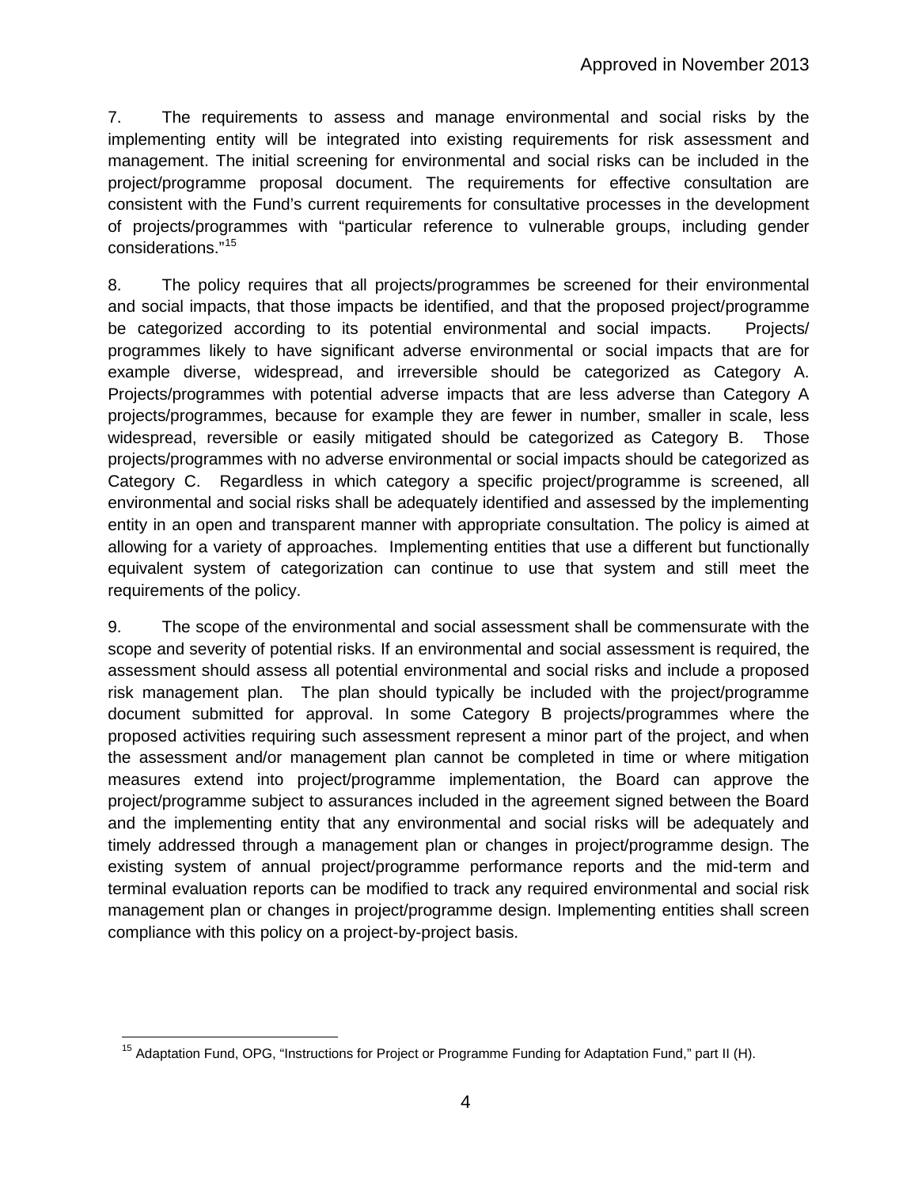7. The requirements to assess and manage environmental and social risks by the implementing entity will be integrated into existing requirements for risk assessment and management. The initial screening for environmental and social risks can be included in the project/programme proposal document. The requirements for effective consultation are consistent with the Fund's current requirements for consultative processes in the development of projects/programmes with "particular reference to vulnerable groups, including gender considerations."[15]

8. The policy requires that all projects/programmes be screened for their environmental and social impacts, that those impacts be identified, and that the proposed project/programme be categorized according to its potential environmental and social impacts. Projects/ programmes likely to have significant adverse environmental or social impacts that are for example diverse, widespread, and irreversible should be categorized as Category A. Projects/programmes with potential adverse impacts that are less adverse than Category A projects/programmes, because for example they are fewer in number, smaller in scale, less widespread, reversible or easily mitigated should be categorized as Category B. Those projects/programmes with no adverse environmental or social impacts should be categorized as Category C. Regardless in which category a specific project/programme is screened, all environmental and social risks shall be adequately identified and assessed by the implementing entity in an open and transparent manner with appropriate consultation. The policy is aimed at allowing for a variety of approaches. Implementing entities that use a different but functionally equivalent system of categorization can continue to use that system and still meet the requirements of the policy.

9. The scope of the environmental and social assessment shall be commensurate with the scope and severity of potential risks. If an environmental and social assessment is required, the assessment should assess all potential environmental and social risks and include a proposed risk management plan. The plan should typically be included with the project/programme document submitted for approval. In some Category B projects/programmes where the proposed activities requiring such assessment represent a minor part of the project, and when the assessment and/or management plan cannot be completed in time or where mitigation measures extend into project/programme implementation, the Board can approve the project/programme subject to assurances included in the agreement signed between the Board and the implementing entity that any environmental and social risks will be adequately and timely addressed through a management plan or changes in project/programme design. The existing system of annual project/programme performance reports and the mid-term and terminal evaluation reports can be modified to track any required environmental and social risk management plan or changes in project/programme design. Implementing entities shall screen compliance with this policy on a project-by-project basis.

---

[15] Adaptation Fund, OPG, "Instructions for Project or Programme Funding for Adaptation Fund," part II (H).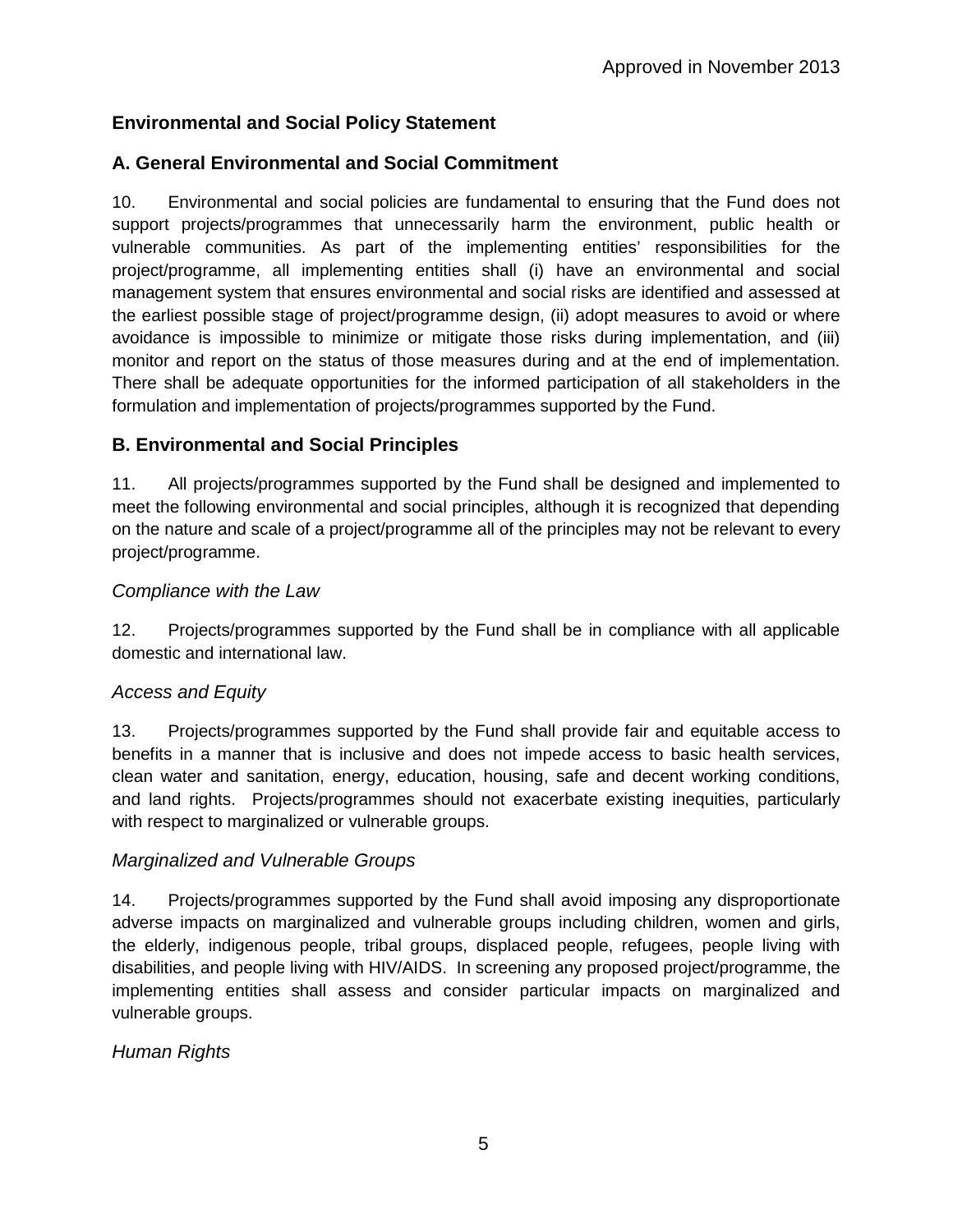Approved in November 2013

## Environmental and Social Policy Statement

### A. General Environmental and Social Commitment

10. Environmental and social policies are fundamental to ensuring that the Fund does not support projects/programmes that unnecessarily harm the environment, public health or vulnerable communities. As part of the implementing entities' responsibilities for the project/programme, all implementing entities shall (i) have an environmental and social management system that ensures environmental and social risks are identified and assessed at the earliest possible stage of project/programme design, (ii) adopt measures to avoid or where avoidance is impossible to minimize or mitigate those risks during implementation, and (iii) monitor and report on the status of those measures during and at the end of implementation. There shall be adequate opportunities for the informed participation of all stakeholders in the formulation and implementation of projects/programmes supported by the Fund.

### B. Environmental and Social Principles

11. All projects/programmes supported by the Fund shall be designed and implemented to meet the following environmental and social principles, although it is recognized that depending on the nature and scale of a project/programme all of the principles may not be relevant to every project/programme.

*Compliance with the Law*

12. Projects/programmes supported by the Fund shall be in compliance with all applicable domestic and international law.

*Access and Equity*

13. Projects/programmes supported by the Fund shall provide fair and equitable access to benefits in a manner that is inclusive and does not impede access to basic health services, clean water and sanitation, energy, education, housing, safe and decent working conditions, and land rights. Projects/programmes should not exacerbate existing inequities, particularly with respect to marginalized or vulnerable groups.

*Marginalized and Vulnerable Groups*

14. Projects/programmes supported by the Fund shall avoid imposing any disproportionate adverse impacts on marginalized and vulnerable groups including children, women and girls, the elderly, indigenous people, tribal groups, displaced people, refugees, people living with disabilities, and people living with HIV/AIDS. In screening any proposed project/programme, the implementing entities shall assess and consider particular impacts on marginalized and vulnerable groups.

*Human Rights*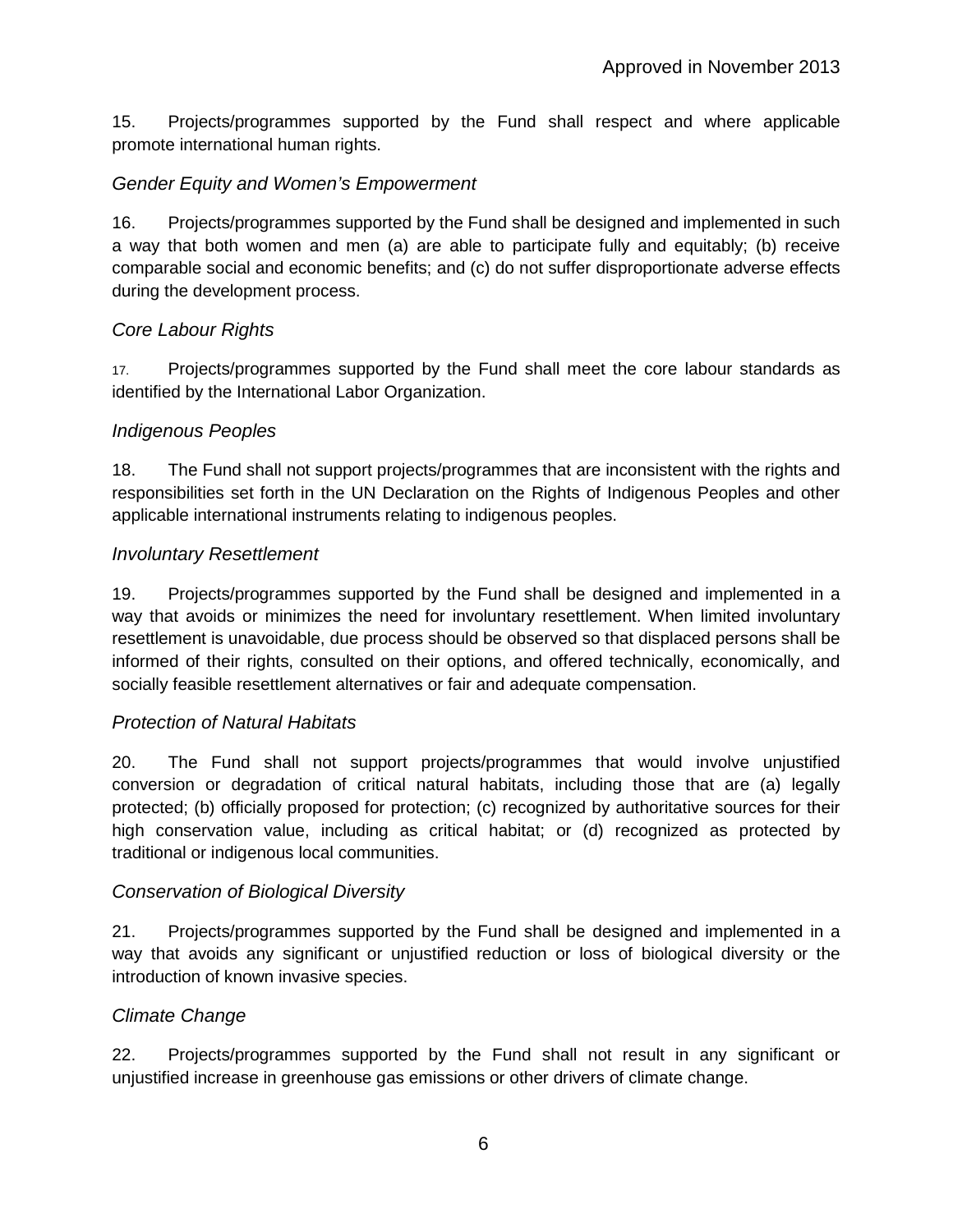15. Projects/programmes supported by the Fund shall respect and where applicable promote international human rights.

*Gender Equity and Women's Empowerment*

16. Projects/programmes supported by the Fund shall be designed and implemented in such a way that both women and men (a) are able to participate fully and equitably; (b) receive comparable social and economic benefits; and (c) do not suffer disproportionate adverse effects during the development process.

*Core Labour Rights*

17. Projects/programmes supported by the Fund shall meet the core labour standards as identified by the International Labor Organization.

*Indigenous Peoples*

18. The Fund shall not support projects/programmes that are inconsistent with the rights and responsibilities set forth in the UN Declaration on the Rights of Indigenous Peoples and other applicable international instruments relating to indigenous peoples.

*Involuntary Resettlement*

19. Projects/programmes supported by the Fund shall be designed and implemented in a way that avoids or minimizes the need for involuntary resettlement. When limited involuntary resettlement is unavoidable, due process should be observed so that displaced persons shall be informed of their rights, consulted on their options, and offered technically, economically, and socially feasible resettlement alternatives or fair and adequate compensation.

*Protection of Natural Habitats*

20. The Fund shall not support projects/programmes that would involve unjustified conversion or degradation of critical natural habitats, including those that are (a) legally protected; (b) officially proposed for protection; (c) recognized by authoritative sources for their high conservation value, including as critical habitat; or (d) recognized as protected by traditional or indigenous local communities.

*Conservation of Biological Diversity*

21. Projects/programmes supported by the Fund shall be designed and implemented in a way that avoids any significant or unjustified reduction or loss of biological diversity or the introduction of known invasive species.

*Climate Change*

22. Projects/programmes supported by the Fund shall not result in any significant or unjustified increase in greenhouse gas emissions or other drivers of climate change.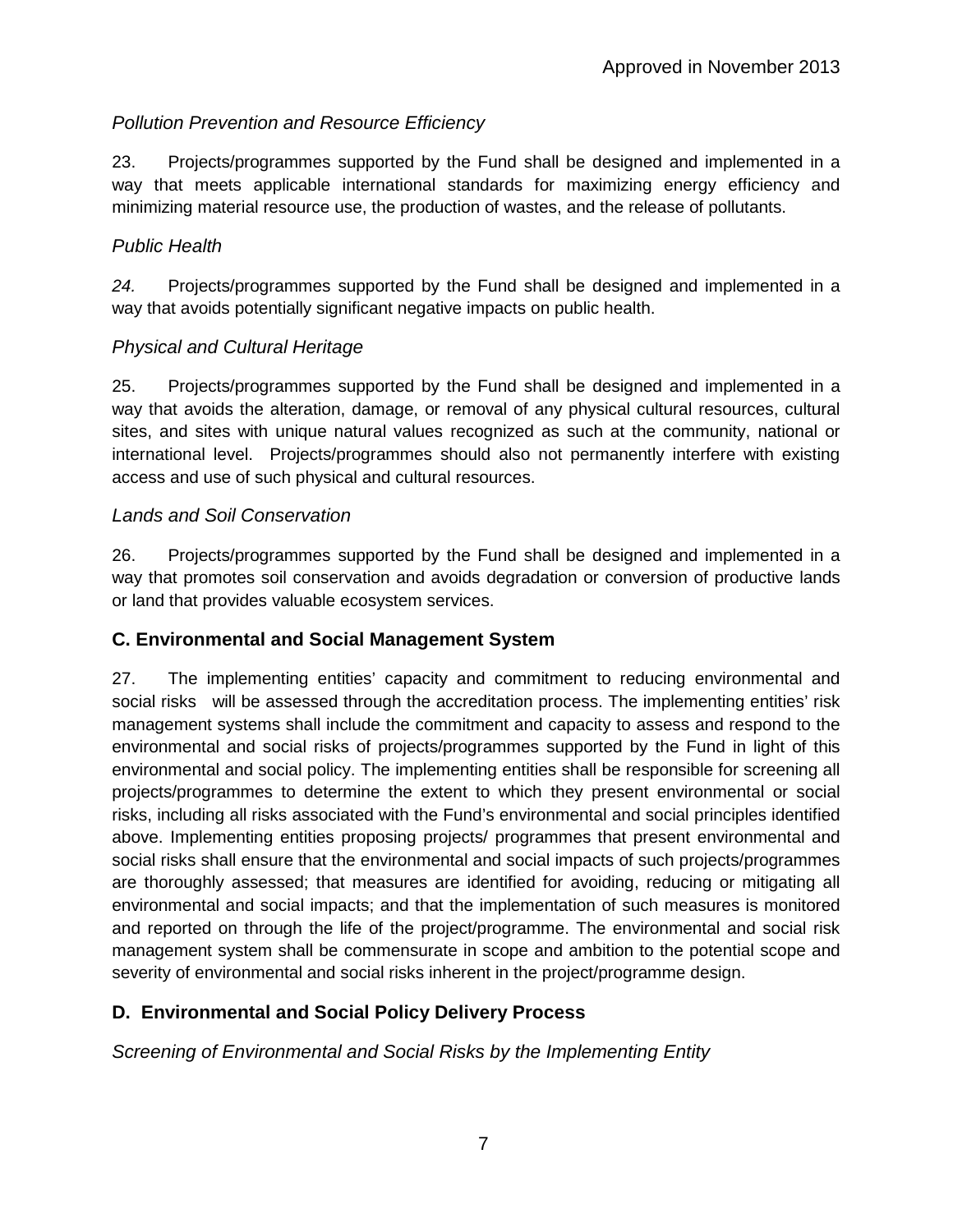*Pollution Prevention and Resource Efficiency*

23. Projects/programmes supported by the Fund shall be designed and implemented in a way that meets applicable international standards for maximizing energy efficiency and minimizing material resource use, the production of wastes, and the release of pollutants.

*Public Health*

*24.* Projects/programmes supported by the Fund shall be designed and implemented in a way that avoids potentially significant negative impacts on public health.

*Physical and Cultural Heritage*

25. Projects/programmes supported by the Fund shall be designed and implemented in a way that avoids the alteration, damage, or removal of any physical cultural resources, cultural sites, and sites with unique natural values recognized as such at the community, national or international level. Projects/programmes should also not permanently interfere with existing access and use of such physical and cultural resources.

*Lands and Soil Conservation*

26. Projects/programmes supported by the Fund shall be designed and implemented in a way that promotes soil conservation and avoids degradation or conversion of productive lands or land that provides valuable ecosystem services.

## C. Environmental and Social Management System

27. The implementing entities' capacity and commitment to reducing environmental and social risks will be assessed through the accreditation process. The implementing entities' risk management systems shall include the commitment and capacity to assess and respond to the environmental and social risks of projects/programmes supported by the Fund in light of this environmental and social policy. The implementing entities shall be responsible for screening all projects/programmes to determine the extent to which they present environmental or social risks, including all risks associated with the Fund's environmental and social principles identified above. Implementing entities proposing projects/ programmes that present environmental and social risks shall ensure that the environmental and social impacts of such projects/programmes are thoroughly assessed; that measures are identified for avoiding, reducing or mitigating all environmental and social impacts; and that the implementation of such measures is monitored and reported on through the life of the project/programme. The environmental and social risk management system shall be commensurate in scope and ambition to the potential scope and severity of environmental and social risks inherent in the project/programme design.

## D. Environmental and Social Policy Delivery Process

*Screening of Environmental and Social Risks by the Implementing Entity*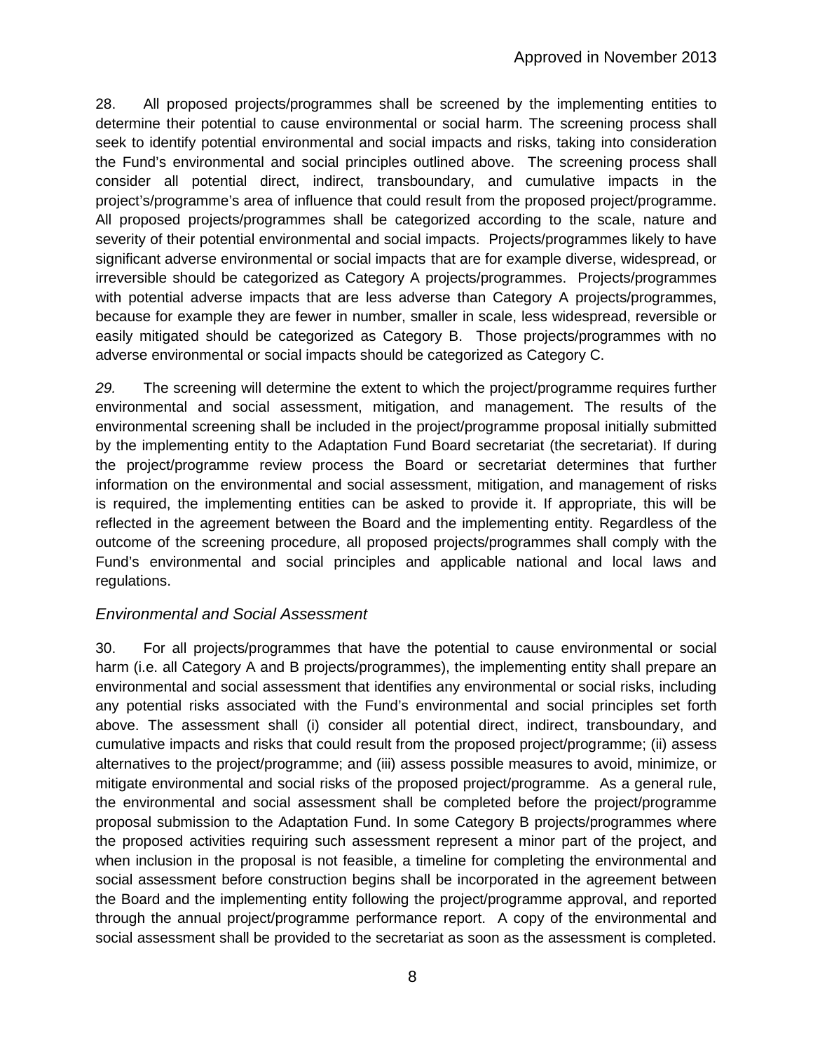28. All proposed projects/programmes shall be screened by the implementing entities to determine their potential to cause environmental or social harm. The screening process shall seek to identify potential environmental and social impacts and risks, taking into consideration the Fund's environmental and social principles outlined above. The screening process shall consider all potential direct, indirect, transboundary, and cumulative impacts in the project's/programme's area of influence that could result from the proposed project/programme. All proposed projects/programmes shall be categorized according to the scale, nature and severity of their potential environmental and social impacts. Projects/programmes likely to have significant adverse environmental or social impacts that are for example diverse, widespread, or irreversible should be categorized as Category A projects/programmes. Projects/programmes with potential adverse impacts that are less adverse than Category A projects/programmes, because for example they are fewer in number, smaller in scale, less widespread, reversible or easily mitigated should be categorized as Category B. Those projects/programmes with no adverse environmental or social impacts should be categorized as Category C.

*29.* The screening will determine the extent to which the project/programme requires further environmental and social assessment, mitigation, and management. The results of the environmental screening shall be included in the project/programme proposal initially submitted by the implementing entity to the Adaptation Fund Board secretariat (the secretariat). If during the project/programme review process the Board or secretariat determines that further information on the environmental and social assessment, mitigation, and management of risks is required, the implementing entities can be asked to provide it. If appropriate, this will be reflected in the agreement between the Board and the implementing entity. Regardless of the outcome of the screening procedure, all proposed projects/programmes shall comply with the Fund's environmental and social principles and applicable national and local laws and regulations.

### *Environmental and Social Assessment*

30. For all projects/programmes that have the potential to cause environmental or social harm (i.e. all Category A and B projects/programmes), the implementing entity shall prepare an environmental and social assessment that identifies any environmental or social risks, including any potential risks associated with the Fund's environmental and social principles set forth above. The assessment shall (i) consider all potential direct, indirect, transboundary, and cumulative impacts and risks that could result from the proposed project/programme; (ii) assess alternatives to the project/programme; and (iii) assess possible measures to avoid, minimize, or mitigate environmental and social risks of the proposed project/programme. As a general rule, the environmental and social assessment shall be completed before the project/programme proposal submission to the Adaptation Fund. In some Category B projects/programmes where the proposed activities requiring such assessment represent a minor part of the project, and when inclusion in the proposal is not feasible, a timeline for completing the environmental and social assessment before construction begins shall be incorporated in the agreement between the Board and the implementing entity following the project/programme approval, and reported through the annual project/programme performance report. A copy of the environmental and social assessment shall be provided to the secretariat as soon as the assessment is completed.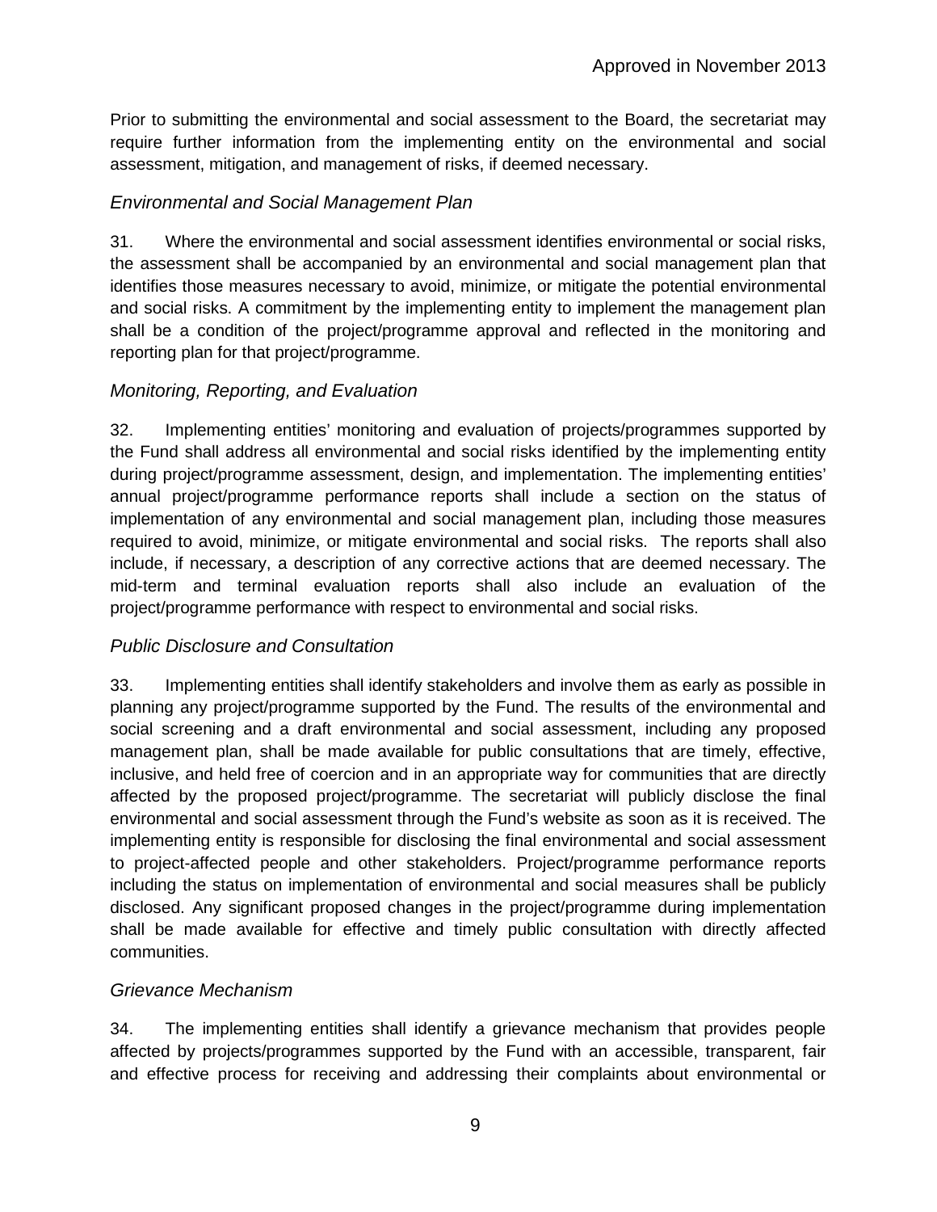Prior to submitting the environmental and social assessment to the Board, the secretariat may require further information from the implementing entity on the environmental and social assessment, mitigation, and management of risks, if deemed necessary.

### *Environmental and Social Management Plan*

31. Where the environmental and social assessment identifies environmental or social risks, the assessment shall be accompanied by an environmental and social management plan that identifies those measures necessary to avoid, minimize, or mitigate the potential environmental and social risks. A commitment by the implementing entity to implement the management plan shall be a condition of the project/programme approval and reflected in the monitoring and reporting plan for that project/programme.

### *Monitoring, Reporting, and Evaluation*

32. Implementing entities' monitoring and evaluation of projects/programmes supported by the Fund shall address all environmental and social risks identified by the implementing entity during project/programme assessment, design, and implementation. The implementing entities' annual project/programme performance reports shall include a section on the status of implementation of any environmental and social management plan, including those measures required to avoid, minimize, or mitigate environmental and social risks. The reports shall also include, if necessary, a description of any corrective actions that are deemed necessary. The mid-term and terminal evaluation reports shall also include an evaluation of the project/programme performance with respect to environmental and social risks.

### *Public Disclosure and Consultation*

33. Implementing entities shall identify stakeholders and involve them as early as possible in planning any project/programme supported by the Fund. The results of the environmental and social screening and a draft environmental and social assessment, including any proposed management plan, shall be made available for public consultations that are timely, effective, inclusive, and held free of coercion and in an appropriate way for communities that are directly affected by the proposed project/programme. The secretariat will publicly disclose the final environmental and social assessment through the Fund's website as soon as it is received. The implementing entity is responsible for disclosing the final environmental and social assessment to project-affected people and other stakeholders. Project/programme performance reports including the status on implementation of environmental and social measures shall be publicly disclosed. Any significant proposed changes in the project/programme during implementation shall be made available for effective and timely public consultation with directly affected communities.

### *Grievance Mechanism*

34. The implementing entities shall identify a grievance mechanism that provides people affected by projects/programmes supported by the Fund with an accessible, transparent, fair and effective process for receiving and addressing their complaints about environmental or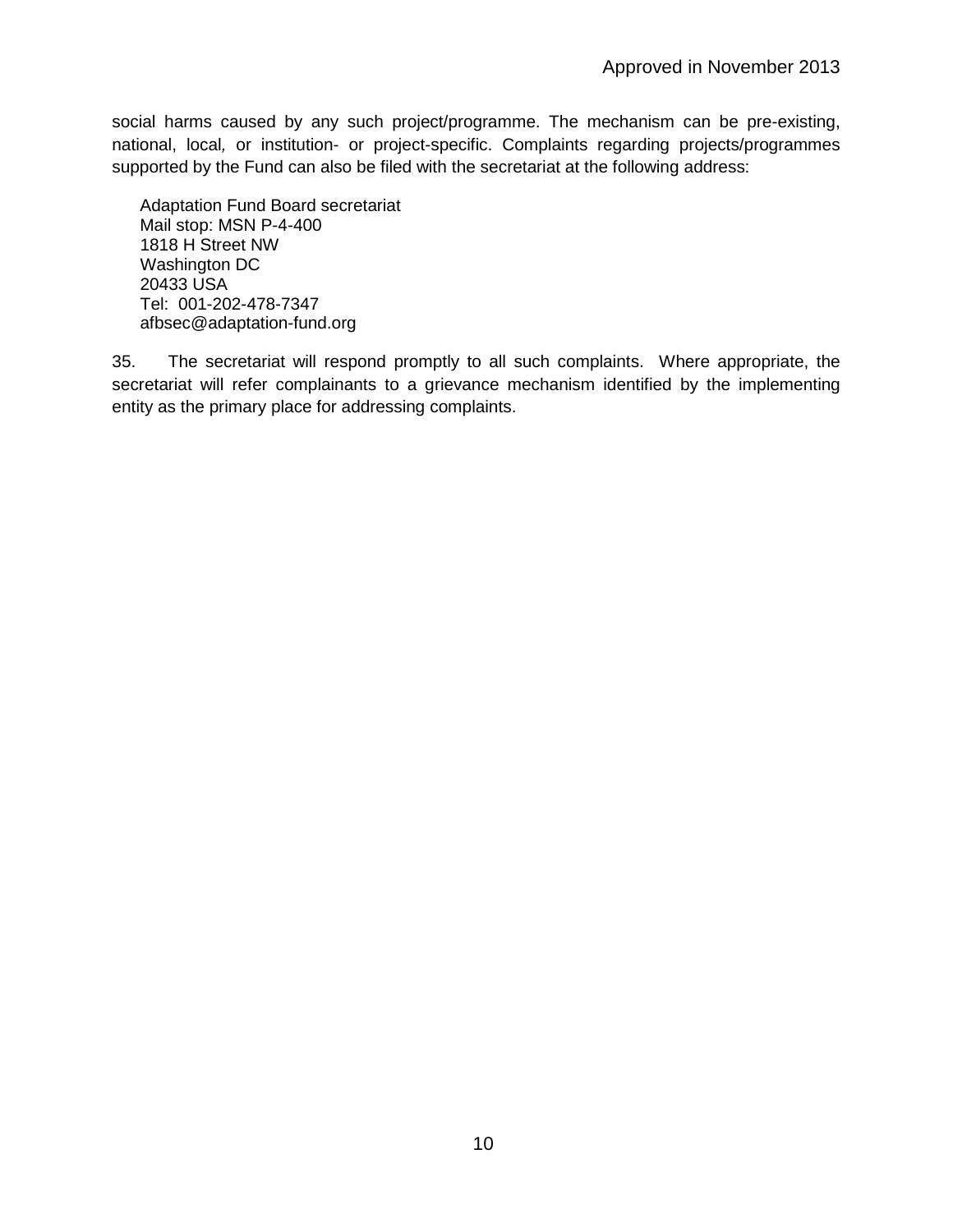social harms caused by any such project/programme. The mechanism can be pre-existing, national, local, or institution- or project-specific. Complaints regarding projects/programmes supported by the Fund can also be filed with the secretariat at the following address:

Adaptation Fund Board secretariat
Mail stop: MSN P-4-400
1818 H Street NW
Washington DC
20433 USA
Tel: 001-202-478-7347
afbsec@adaptation-fund.org

35. The secretariat will respond promptly to all such complaints. Where appropriate, the secretariat will refer complainants to a grievance mechanism identified by the implementing entity as the primary place for addressing complaints.